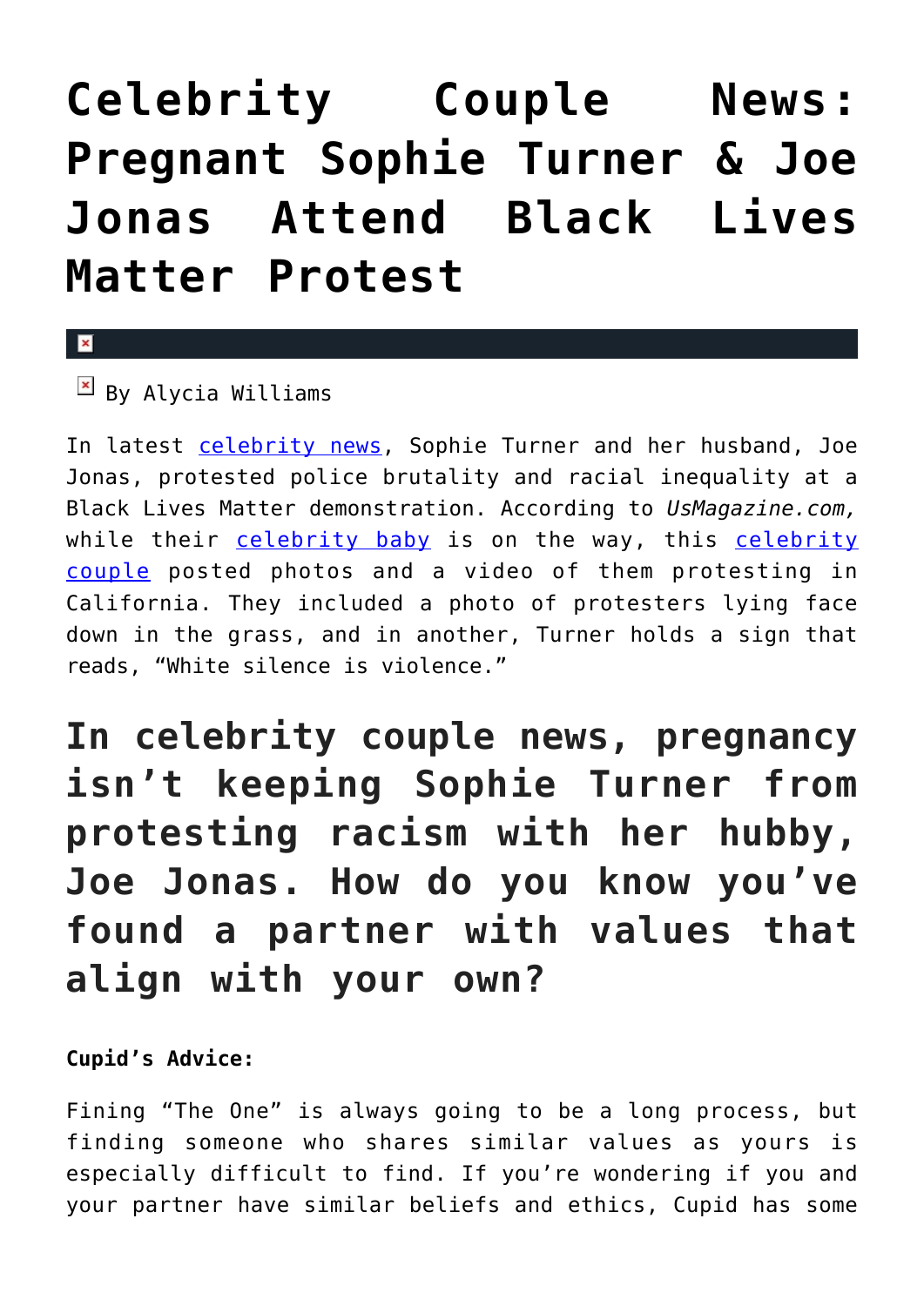# Celebrity Couple News: Pregnant Sophie Turner & Joe Jonas Attend Black Lives Matter Protest

By Alycia Williams

In latest celebrity news, Sophie Turner and her husband, Joe Jonas, protested police brutality and racial inequality at a Black Lives Matter demonstration. According to *UsMagazine.com,* while their celebrity baby is on the way, this celebrity couple posted photos and a video of them protesting in California. They included a photo of protesters lying face down in the grass, and in another, Turner holds a sign that reads, "White silence is violence."

## In celebrity couple news, pregnancy isn't keeping Sophie Turner from protesting racism with her hubby, Joe Jonas. How do you know you've found a partner with values that align with your own?

**Cupid's Advice:**

Fining "The One" is always going to be a long process, but finding someone who shares similar values as yours is especially difficult to find. If you're wondering if you and your partner have similar beliefs and ethics, Cupid has some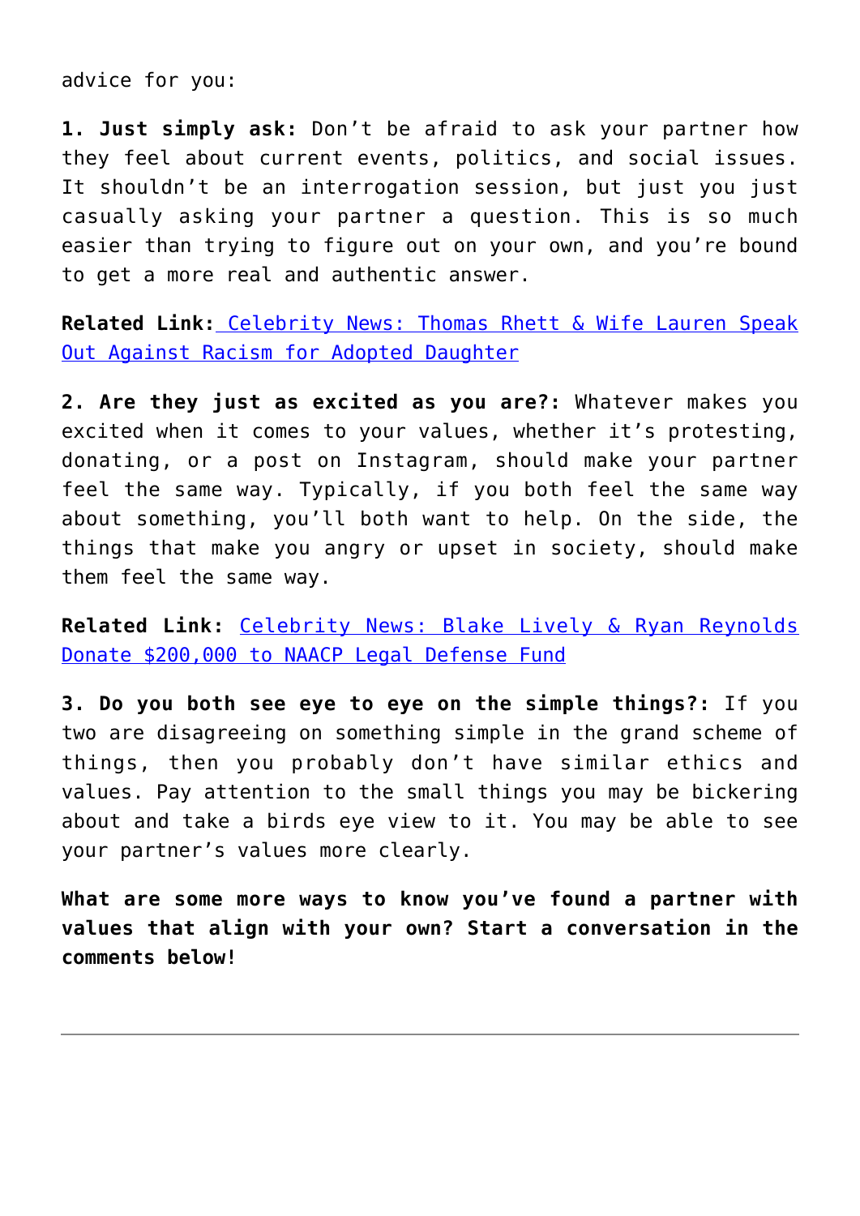advice for you:

**1. Just simply ask:** Don't be afraid to ask your partner how they feel about current events, politics, and social issues. It shouldn't be an interrogation session, but just you just casually asking your partner a question. This is so much easier than trying to figure out on your own, and you're bound to get a more real and authentic answer.

**Related Link:** Celebrity News: Thomas Rhett & Wife Lauren Speak Out Against Racism for Adopted Daughter

**2. Are they just as excited as you are?:** Whatever makes you excited when it comes to your values, whether it's protesting, donating, or a post on Instagram, should make your partner feel the same way. Typically, if you both feel the same way about something, you'll both want to help. On the side, the things that make you angry or upset in society, should make them feel the same way.

**Related Link:** Celebrity News: Blake Lively & Ryan Reynolds Donate $200,000 to NAACP Legal Defense Fund

**3. Do you both see eye to eye on the simple things?:** If you two are disagreeing on something simple in the grand scheme of things, then you probably don't have similar ethics and values. Pay attention to the small things you may be bickering about and take a birds eye view to it. You may be able to see your partner's values more clearly.

**What are some more ways to know you've found a partner with values that align with your own? Start a conversation in the comments below!**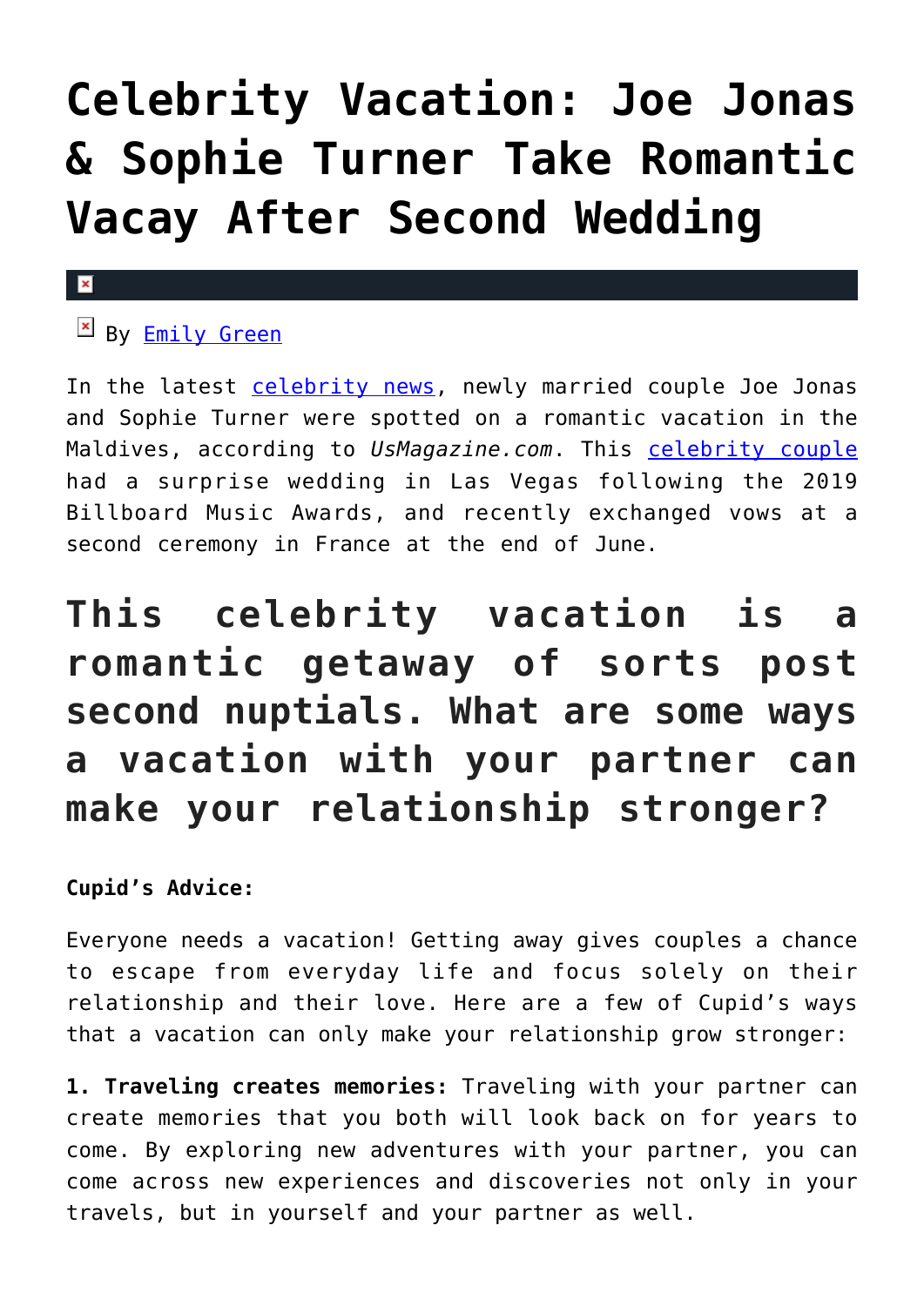# Celebrity Vacation: Joe Jonas & Sophie Turner Take Romantic Vacay After Second Wedding

By Emily Green

In the latest celebrity news, newly married couple Joe Jonas and Sophie Turner were spotted on a romantic vacation in the Maldives, according to *UsMagazine.com*. This celebrity couple had a surprise wedding in Las Vegas following the 2019 Billboard Music Awards, and recently exchanged vows at a second ceremony in France at the end of June.

## This celebrity vacation is a romantic getaway of sorts post second nuptials. What are some ways a vacation with your partner can make your relationship stronger?

**Cupid's Advice:**

Everyone needs a vacation! Getting away gives couples a chance to escape from everyday life and focus solely on their relationship and their love. Here are a few of Cupid's ways that a vacation can only make your relationship grow stronger:

**1. Traveling creates memories:** Traveling with your partner can create memories that you both will look back on for years to come. By exploring new adventures with your partner, you can come across new experiences and discoveries not only in your travels, but in yourself and your partner as well.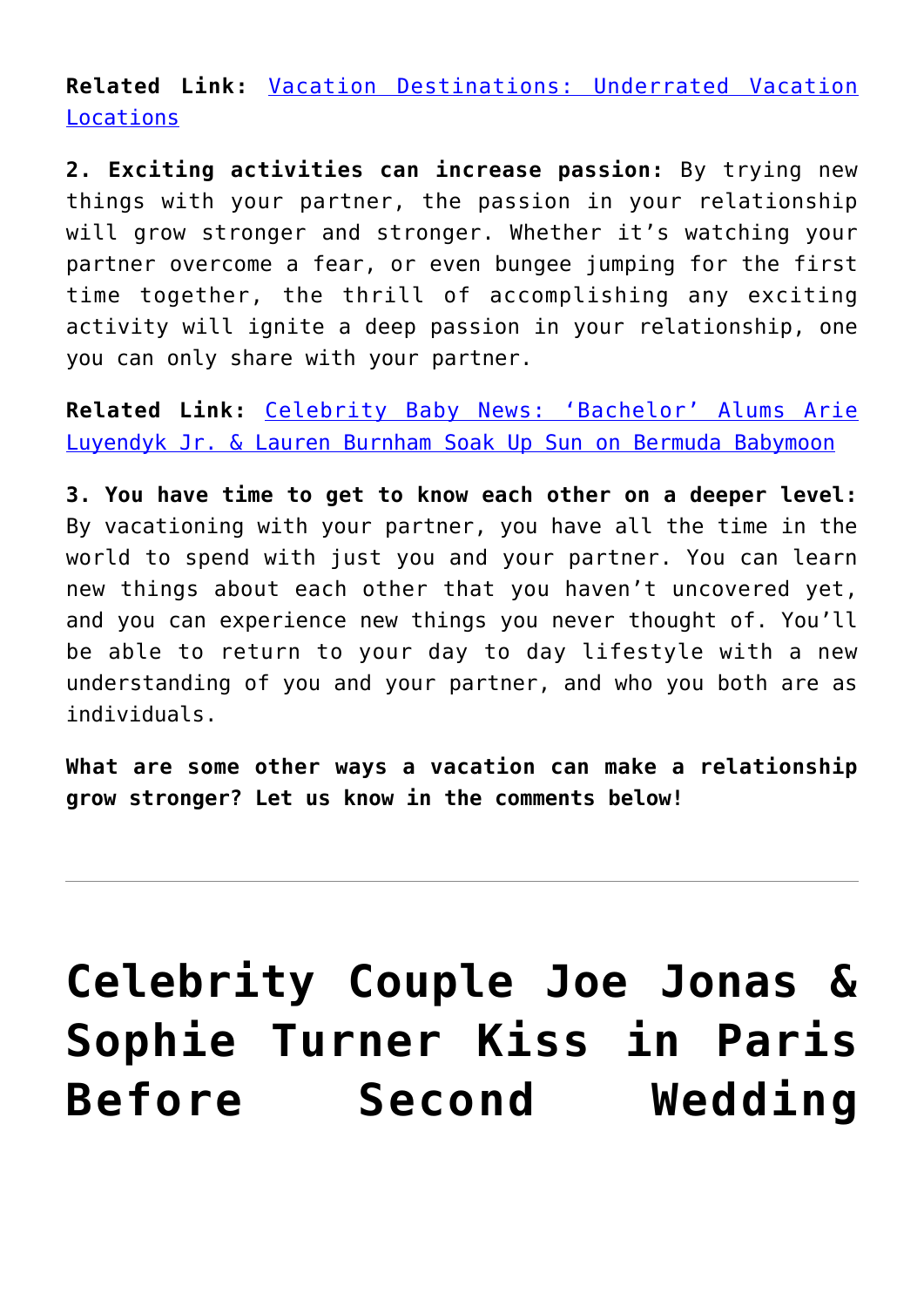**Related Link:** [Vacation Destinations: Underrated Vacation Locations]()

**2. Exciting activities can increase passion:** By trying new things with your partner, the passion in your relationship will grow stronger and stronger. Whether it's watching your partner overcome a fear, or even bungee jumping for the first time together, the thrill of accomplishing any exciting activity will ignite a deep passion in your relationship, one you can only share with your partner.

**Related Link:** [Celebrity Baby News: 'Bachelor' Alums Arie Luyendyk Jr. & Lauren Burnham Soak Up Sun on Bermuda Babymoon]()

**3. You have time to get to know each other on a deeper level:** By vacationing with your partner, you have all the time in the world to spend with just you and your partner. You can learn new things about each other that you haven't uncovered yet, and you can experience new things you never thought of. You'll be able to return to your day to day lifestyle with a new understanding of you and your partner, and who you both are as individuals.

**What are some other ways a vacation can make a relationship grow stronger? Let us know in the comments below!**

---

# Celebrity Couple Joe Jonas & Sophie Turner Kiss in Paris Before Second Wedding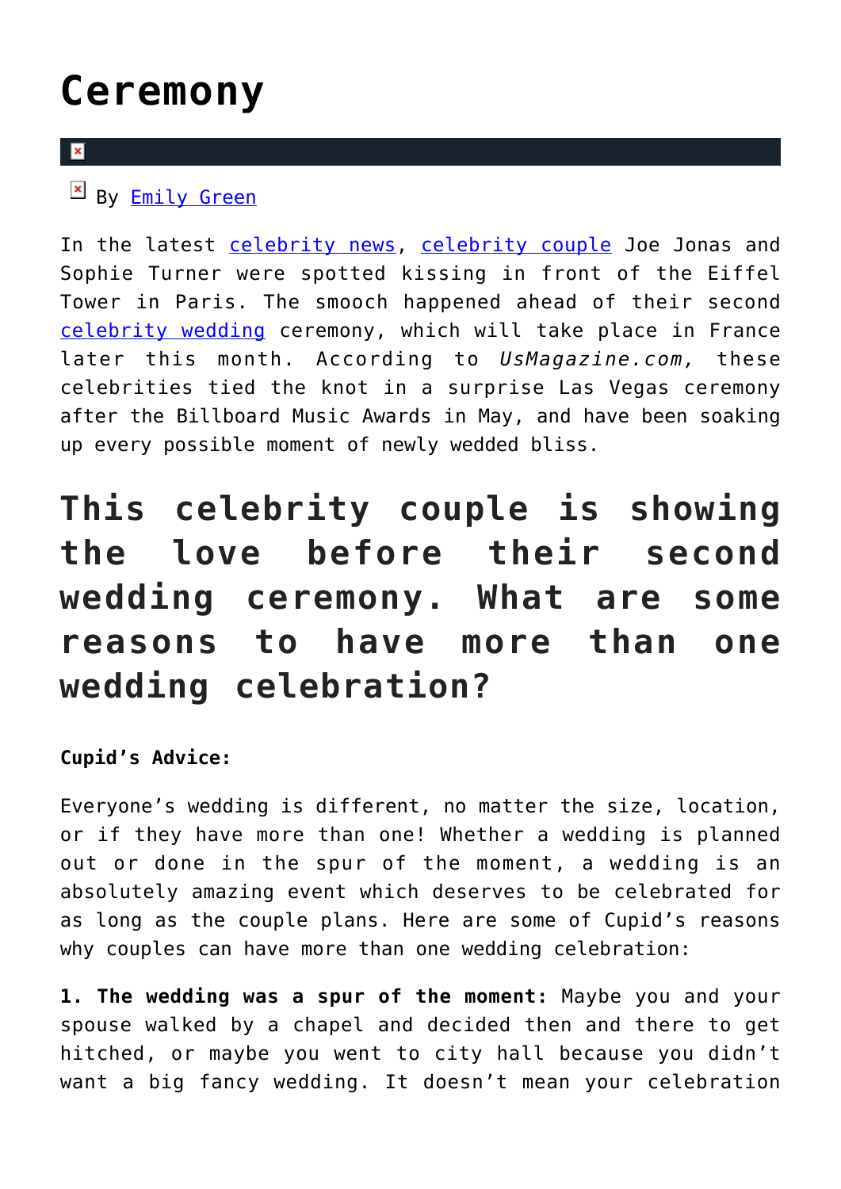# Ceremony

By Emily Green

In the latest celebrity news, celebrity couple Joe Jonas and Sophie Turner were spotted kissing in front of the Eiffel Tower in Paris. The smooch happened ahead of their second celebrity wedding ceremony, which will take place in France later this month. According to *UsMagazine.com,* these celebrities tied the knot in a surprise Las Vegas ceremony after the Billboard Music Awards in May, and have been soaking up every possible moment of newly wedded bliss.

## This celebrity couple is showing the love before their second wedding ceremony. What are some reasons to have more than one wedding celebration?

**Cupid's Advice:**

Everyone's wedding is different, no matter the size, location, or if they have more than one! Whether a wedding is planned out or done in the spur of the moment, a wedding is an absolutely amazing event which deserves to be celebrated for as long as the couple plans. Here are some of Cupid's reasons why couples can have more than one wedding celebration:

**1. The wedding was a spur of the moment:** Maybe you and your spouse walked by a chapel and decided then and there to get hitched, or maybe you went to city hall because you didn't want a big fancy wedding. It doesn't mean your celebration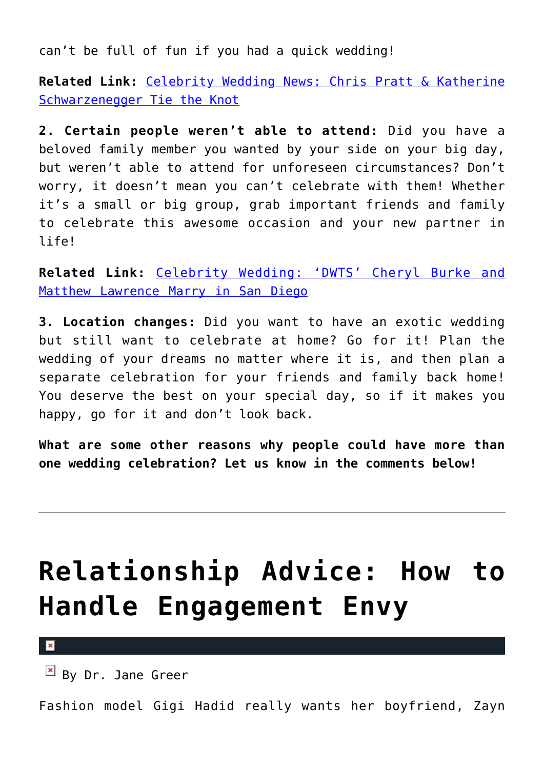can't be full of fun if you had a quick wedding!

**Related Link:** [Celebrity Wedding News: Chris Pratt & Katherine Schwarzenegger Tie the Knot]()

**2. Certain people weren't able to attend:** Did you have a beloved family member you wanted by your side on your big day, but weren't able to attend for unforeseen circumstances? Don't worry, it doesn't mean you can't celebrate with them! Whether it's a small or big group, grab important friends and family to celebrate this awesome occasion and your new partner in life!

**Related Link:** [Celebrity Wedding: 'DWTS' Cheryl Burke and Matthew Lawrence Marry in San Diego]()

**3. Location changes:** Did you want to have an exotic wedding but still want to celebrate at home? Go for it! Plan the wedding of your dreams no matter where it is, and then plan a separate celebration for your friends and family back home! You deserve the best on your special day, so if it makes you happy, go for it and don't look back.

**What are some other reasons why people could have more than one wedding celebration? Let us know in the comments below!**

---

# Relationship Advice: How to Handle Engagement Envy

By Dr. Jane Greer

Fashion model Gigi Hadid really wants her boyfriend, Zayn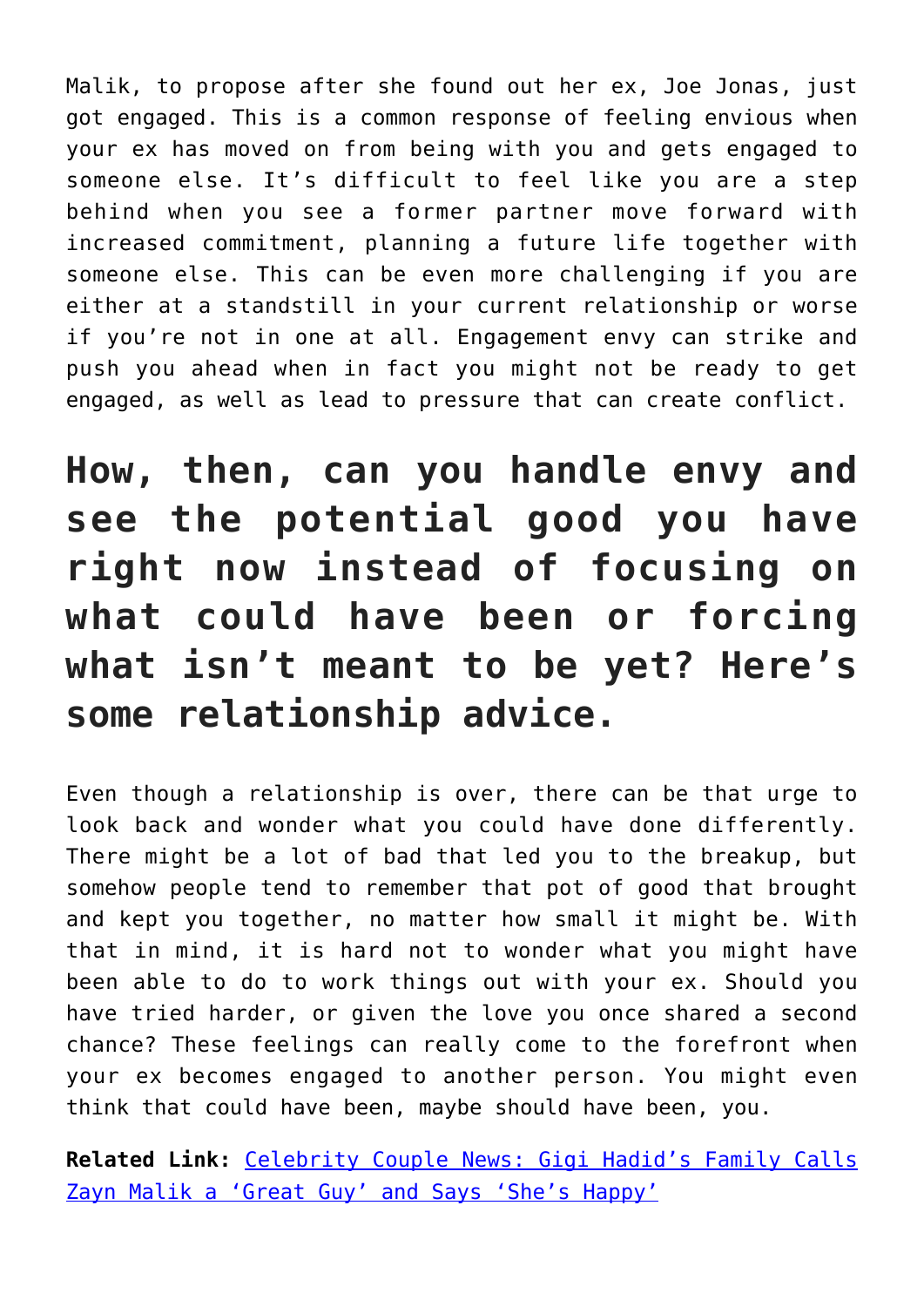Malik, to propose after she found out her ex, Joe Jonas, just got engaged. This is a common response of feeling envious when your ex has moved on from being with you and gets engaged to someone else. It's difficult to feel like you are a step behind when you see a former partner move forward with increased commitment, planning a future life together with someone else. This can be even more challenging if you are either at a standstill in your current relationship or worse if you're not in one at all. Engagement envy can strike and push you ahead when in fact you might not be ready to get engaged, as well as lead to pressure that can create conflict.

## How, then, can you handle envy and see the potential good you have right now instead of focusing on what could have been or forcing what isn't meant to be yet? Here's some relationship advice.

Even though a relationship is over, there can be that urge to look back and wonder what you could have done differently. There might be a lot of bad that led you to the breakup, but somehow people tend to remember that pot of good that brought and kept you together, no matter how small it might be. With that in mind, it is hard not to wonder what you might have been able to do to work things out with your ex. Should you have tried harder, or given the love you once shared a second chance? These feelings can really come to the forefront when your ex becomes engaged to another person. You might even think that could have been, maybe should have been, you.

**Related Link:** Celebrity Couple News: Gigi Hadid's Family Calls Zayn Malik a 'Great Guy' and Says 'She's Happy'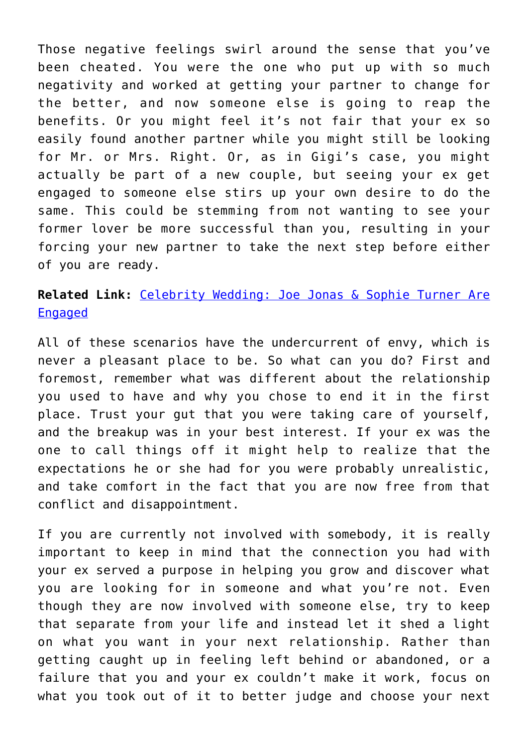Those negative feelings swirl around the sense that you've been cheated. You were the one who put up with so much negativity and worked at getting your partner to change for the better, and now someone else is going to reap the benefits. Or you might feel it's not fair that your ex so easily found another partner while you might still be looking for Mr. or Mrs. Right. Or, as in Gigi's case, you might actually be part of a new couple, but seeing your ex get engaged to someone else stirs up your own desire to do the same. This could be stemming from not wanting to see your former lover be more successful than you, resulting in your forcing your new partner to take the next step before either of you are ready.

**Related Link:** Celebrity Wedding: Joe Jonas & Sophie Turner Are Engaged

All of these scenarios have the undercurrent of envy, which is never a pleasant place to be. So what can you do? First and foremost, remember what was different about the relationship you used to have and why you chose to end it in the first place. Trust your gut that you were taking care of yourself, and the breakup was in your best interest. If your ex was the one to call things off it might help to realize that the expectations he or she had for you were probably unrealistic, and take comfort in the fact that you are now free from that conflict and disappointment.

If you are currently not involved with somebody, it is really important to keep in mind that the connection you had with your ex served a purpose in helping you grow and discover what you are looking for in someone and what you're not. Even though they are now involved with someone else, try to keep that separate from your life and instead let it shed a light on what you want in your next relationship. Rather than getting caught up in feeling left behind or abandoned, or a failure that you and your ex couldn't make it work, focus on what you took out of it to better judge and choose your next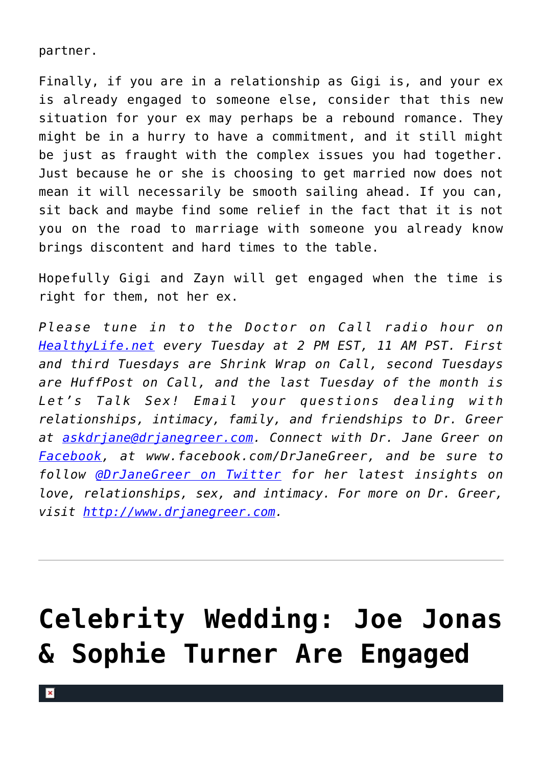partner.

Finally, if you are in a relationship as Gigi is, and your ex is already engaged to someone else, consider that this new situation for your ex may perhaps be a rebound romance. They might be in a hurry to have a commitment, and it still might be just as fraught with the complex issues you had together. Just because he or she is choosing to get married now does not mean it will necessarily be smooth sailing ahead. If you can, sit back and maybe find some relief in the fact that it is not you on the road to marriage with someone you already know brings discontent and hard times to the table.

Hopefully Gigi and Zayn will get engaged when the time is right for them, not her ex.

*Please tune in to the Doctor on Call radio hour on [HealthyLife.net](HealthyLife.net) every Tuesday at 2 PM EST, 11 AM PST. First and third Tuesdays are Shrink Wrap on Call, second Tuesdays are HuffPost on Call, and the last Tuesday of the month is Let's Talk Sex! Email your questions dealing with relationships, intimacy, family, and friendships to Dr. Greer at [askdrjane@drjanegreer.com](mailto:askdrjane@drjanegreer.com). Connect with Dr. Jane Greer on [Facebook](https://www.facebook.com/DrJaneGreer), at www.facebook.com/DrJaneGreer, and be sure to follow [@DrJaneGreer on Twitter](https://twitter.com/DrJaneGreer) for her latest insights on love, relationships, sex, and intimacy. For more on Dr. Greer, visit [http://www.drjanegreer.com](http://www.drjanegreer.com).*

---

# Celebrity Wedding: Joe Jonas & Sophie Turner Are Engaged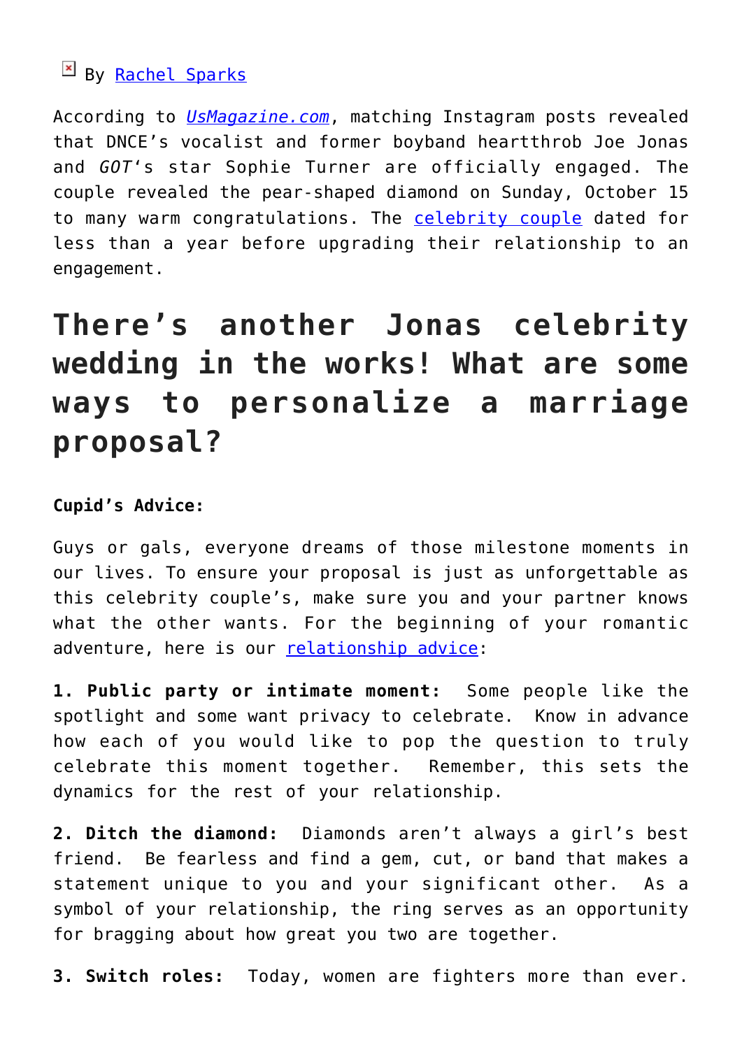By Rachel Sparks

According to *UsMagazine.com*, matching Instagram posts revealed that DNCE's vocalist and former boyband heartthrob Joe Jonas and *GOT*'s star Sophie Turner are officially engaged. The couple revealed the pear-shaped diamond on Sunday, October 15 to many warm congratulations. The celebrity couple dated for less than a year before upgrading their relationship to an engagement.

## There's another Jonas celebrity wedding in the works! What are some ways to personalize a marriage proposal?

**Cupid's Advice:**

Guys or gals, everyone dreams of those milestone moments in our lives. To ensure your proposal is just as unforgettable as this celebrity couple's, make sure you and your partner knows what the other wants. For the beginning of your romantic adventure, here is our relationship advice:

**1. Public party or intimate moment:** Some people like the spotlight and some want privacy to celebrate. Know in advance how each of you would like to pop the question to truly celebrate this moment together. Remember, this sets the dynamics for the rest of your relationship.

**2. Ditch the diamond:** Diamonds aren't always a girl's best friend. Be fearless and find a gem, cut, or band that makes a statement unique to you and your significant other. As a symbol of your relationship, the ring serves as an opportunity for bragging about how great you two are together.

**3. Switch roles:** Today, women are fighters more than ever.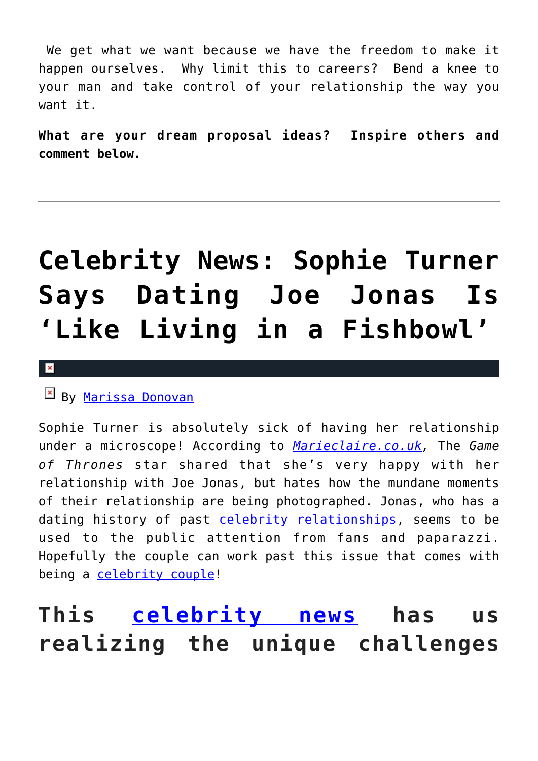We get what we want because we have the freedom to make it happen ourselves. Why limit this to careers? Bend a knee to your man and take control of your relationship the way you want it.

**What are your dream proposal ideas? Inspire others and comment below.**

---

# Celebrity News: Sophie Turner Says Dating Joe Jonas Is 'Like Living in a Fishbowl'

By Marissa Donovan

Sophie Turner is absolutely sick of having her relationship under a microscope! According to *Marieclaire.co.uk*, The *Game of Thrones* star shared that she's very happy with her relationship with Joe Jonas, but hates how the mundane moments of their relationship are being photographed. Jonas, who has a dating history of past celebrity relationships, seems to be used to the public attention from fans and paparazzi. Hopefully the couple can work past this issue that comes with being a celebrity couple!

## This celebrity news has us realizing the unique challenges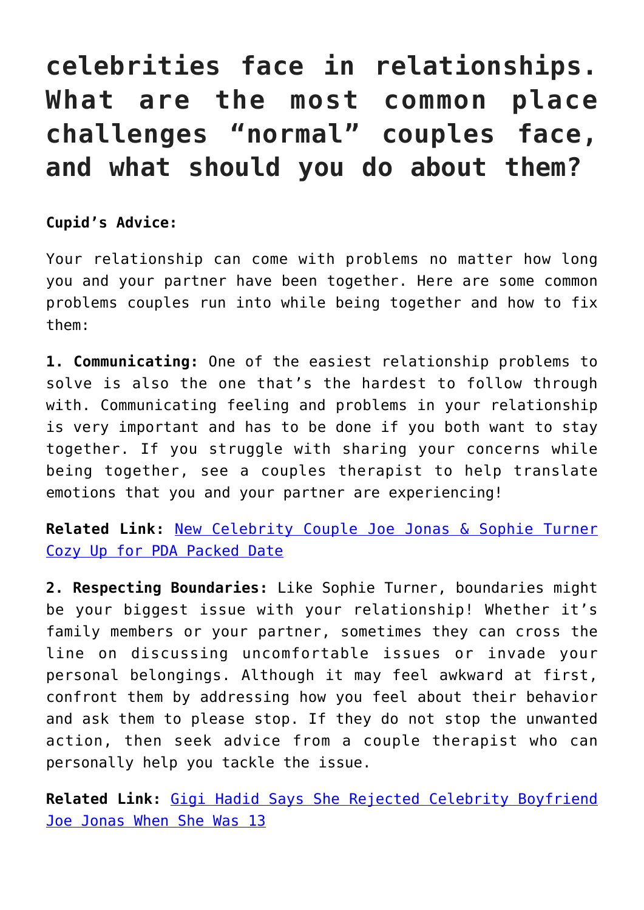## celebrities face in relationships. What are the most common place challenges “normal” couples face, and what should you do about them?

**Cupid’s Advice:**

Your relationship can come with problems no matter how long you and your partner have been together. Here are some common problems couples run into while being together and how to fix them:

**1. Communicating:** One of the easiest relationship problems to solve is also the one that’s the hardest to follow through with. Communicating feeling and problems in your relationship is very important and has to be done if you both want to stay together. If you struggle with sharing your concerns while being together, see a couples therapist to help translate emotions that you and your partner are experiencing!

**Related Link:** New Celebrity Couple Joe Jonas & Sophie Turner Cozy Up for PDA Packed Date

**2. Respecting Boundaries:** Like Sophie Turner, boundaries might be your biggest issue with your relationship! Whether it’s family members or your partner, sometimes they can cross the line on discussing uncomfortable issues or invade your personal belongings. Although it may feel awkward at first, confront them by addressing how you feel about their behavior and ask them to please stop. If they do not stop the unwanted action, then seek advice from a couple therapist who can personally help you tackle the issue.

**Related Link:** Gigi Hadid Says She Rejected Celebrity Boyfriend Joe Jonas When She Was 13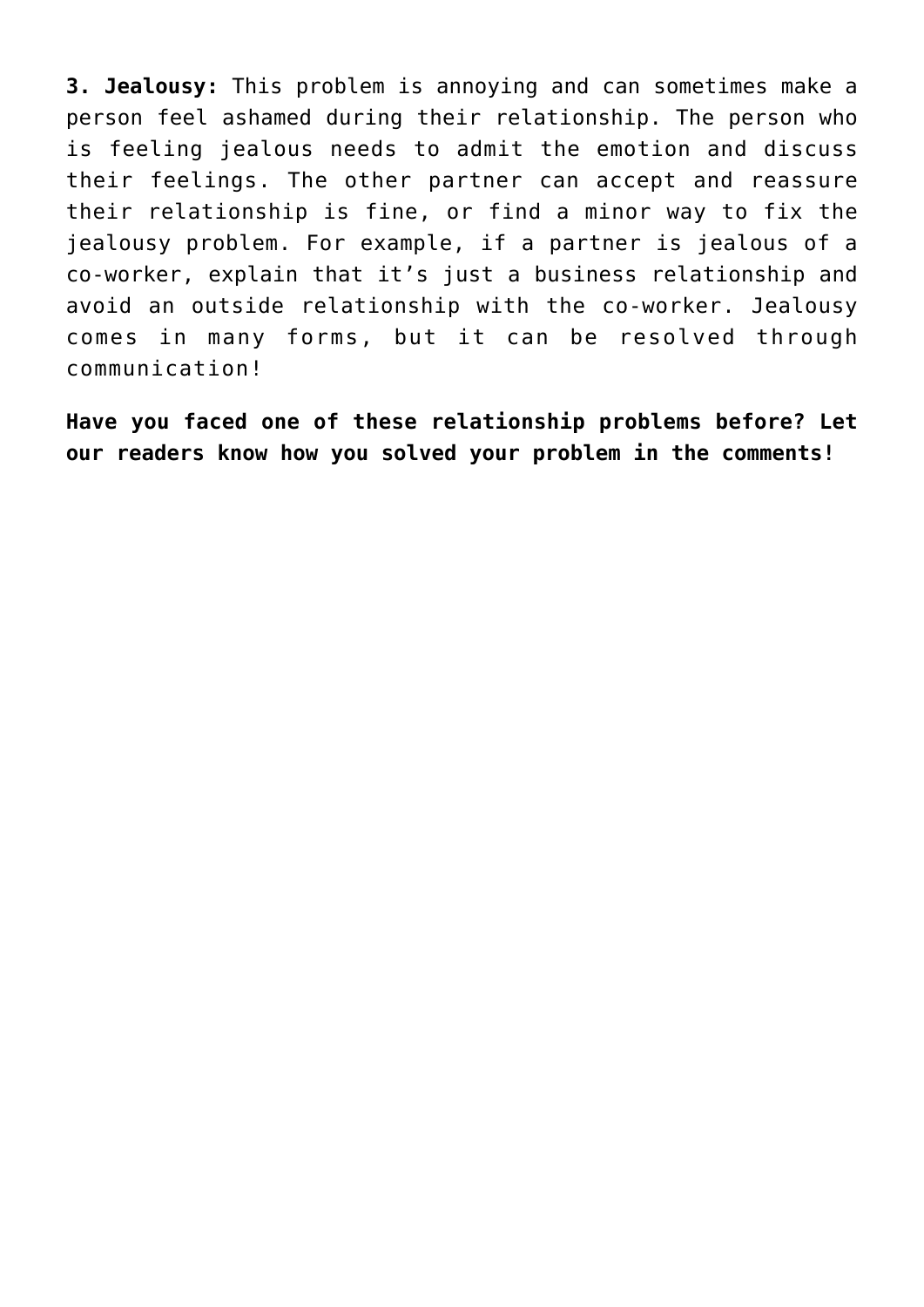**3. Jealousy:** This problem is annoying and can sometimes make a person feel ashamed during their relationship. The person who is feeling jealous needs to admit the emotion and discuss their feelings. The other partner can accept and reassure their relationship is fine, or find a minor way to fix the jealousy problem. For example, if a partner is jealous of a co-worker, explain that it's just a business relationship and avoid an outside relationship with the co-worker. Jealousy comes in many forms, but it can be resolved through communication!

**Have you faced one of these relationship problems before? Let our readers know how you solved your problem in the comments!**